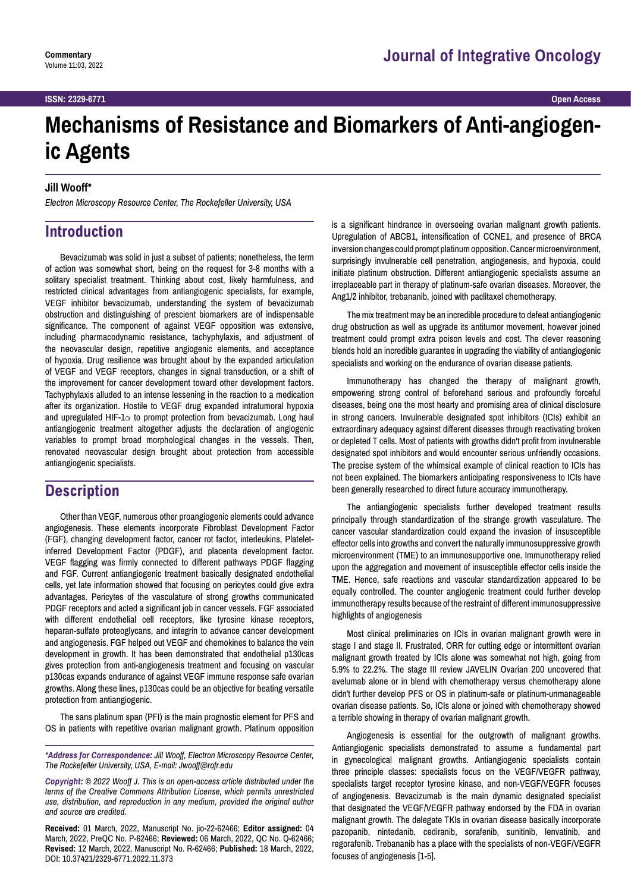Commentary

# Mechanisms of Resistance and Biomarkers of Anti-angiogenic Agents

**Jill Wooff***

*Electron Microscopy Resource Center, The Rockefeller University, USA*

## Introduction

Bevacizumab was solid in just a subset of patients; nonetheless, the term of action was somewhat short, being on the request for 3-8 months with a solitary specialist treatment. Thinking about cost, likely harmfulness, and restricted clinical advantages from antiangiogenic specialists, for example, VEGF inhibitor bevacizumab, understanding the system of bevacizumab obstruction and distinguishing of prescient biomarkers are of indispensable significance. The component of against VEGF opposition was extensive, including pharmacodynamic resistance, tachyphylaxis, and adjustment of the neovascular design, repetitive angiogenic elements, and acceptance of hypoxia. Drug resilience was brought about by the expanded articulation of VEGF and VEGF receptors, changes in signal transduction, or a shift of the improvement for cancer development toward other development factors. Tachyphylaxis alluded to an intense lessening in the reaction to a medication after its organization. Hostile to VEGF drug expanded intratumoral hypoxia and upregulated HIF-1$\alpha$ to prompt protection from bevacizumab. Long haul antiangiogenic treatment altogether adjusts the declaration of angiogenic variables to prompt broad morphological changes in the vessels. Then, renovated neovascular design brought about protection from accessible antiangiogenic specialists.

## Description

Other than VEGF, numerous other proangiogenic elements could advance angiogenesis. These elements incorporate Fibroblast Development Factor (FGF), changing development factor, cancer rot factor, interleukins, Platelet-inferred Development Factor (PDGF), and placenta development factor. VEGF flagging was firmly connected to different pathways PDGF flagging and FGF. Current antiangiogenic treatment basically designated endothelial cells, yet late information showed that focusing on pericytes could give extra advantages. Pericytes of the vasculature of strong growths communicated PDGF receptors and acted a significant job in cancer vessels. FGF associated with different endothelial cell receptors, like tyrosine kinase receptors, heparan-sulfate proteoglycans, and integrin to advance cancer development and angiogenesis. FGF helped out VEGF and chemokines to balance the vein development in growth. It has been demonstrated that endothelial p130cas gives protection from anti-angiogenesis treatment and focusing on vascular p130cas expands endurance of against VEGF immune response safe ovarian growths. Along these lines, p130cas could be an objective for beating versatile protection from antiangiogenic.

The sans platinum span (PFI) is the main prognostic element for PFS and OS in patients with repetitive ovarian malignant growth. Platinum opposition is a significant hindrance in overseeing ovarian malignant growth patients. Upregulation of ABCB1, intensification of CCNE1, and presence of BRCA inversion changes could prompt platinum opposition. Cancer microenvironment, surprisingly invulnerable cell penetration, angiogenesis, and hypoxia, could initiate platinum obstruction. Different antiangiogenic specialists assume an irreplaceable part in therapy of platinum-safe ovarian diseases. Moreover, the Ang1/2 inhibitor, trebananib, joined with paclitaxel chemotherapy.

The mix treatment may be an incredible procedure to defeat antiangiogenic drug obstruction as well as upgrade its antitumor movement, however joined treatment could prompt extra poison levels and cost. The clever reasoning blends hold an incredible guarantee in upgrading the viability of antiangiogenic specialists and working on the endurance of ovarian disease patients.

Immunotherapy has changed the therapy of malignant growth, empowering strong control of beforehand serious and profoundly forceful diseases, being one the most hearty and promising area of clinical disclosure in strong cancers. Invulnerable designated spot inhibitors (ICIs) exhibit an extraordinary adequacy against different diseases through reactivating broken or depleted T cells. Most of patients with growths didn't profit from invulnerable designated spot inhibitors and would encounter serious unfriendly occasions. The precise system of the whimsical example of clinical reaction to ICIs has not been explained. The biomarkers anticipating responsiveness to ICIs have been generally researched to direct future accuracy immunotherapy.

The antiangiogenic specialists further developed treatment results principally through standardization of the strange growth vasculature. The cancer vascular standardization could expand the invasion of insusceptible effector cells into growths and convert the naturally immunosuppressive growth microenvironment (TME) to an immunosupportive one. Immunotherapy relied upon the aggregation and movement of insusceptible effector cells inside the TME. Hence, safe reactions and vascular standardization appeared to be equally controlled. The counter angiogenic treatment could further develop immunotherapy results because of the restraint of different immunosuppressive highlights of angiogenesis

Most clinical preliminaries on ICIs in ovarian malignant growth were in stage I and stage II. Frustrated, ORR for cutting edge or intermittent ovarian malignant growth treated by ICIs alone was somewhat not high, going from 5.9% to 22.2%. The stage III review JAVELIN Ovarian 200 uncovered that avelumab alone or in blend with chemotherapy versus chemotherapy alone didn't further develop PFS or OS in platinum-safe or platinum-unmanageable ovarian disease patients. So, ICIs alone or joined with chemotherapy showed a terrible showing in therapy of ovarian malignant growth.

Angiogenesis is essential for the outgrowth of malignant growths. Antiangiogenic specialists demonstrated to assume a fundamental part in gynecological malignant growths. Antiangiogenic specialists contain three principle classes: specialists focus on the VEGF/VEGFR pathway, specialists target receptor tyrosine kinase, and non-VEGF/VEGFR focuses of angiogenesis. Bevacizumab is the main dynamic designated specialist that designated the VEGF/VEGFR pathway endorsed by the FDA in ovarian malignant growth. The delegate TKIs in ovarian disease basically incorporate pazopanib, nintedanib, cediranib, sorafenib, sunitinib, lenvatinib, and regorafenib. Trebananib has a place with the specialists of non-VEGF/VEGFR focuses of angiogenesis [1-5].

---

***Address for Correspondence:** Jill Wooff, Electron Microscopy Resource Center, The Rockefeller University, USA, E-mail: Jwooff@rofr.edu*

***Copyright:** © 2022 Wooff J. This is an open-access article distributed under the terms of the Creative Commons Attribution License, which permits unrestricted use, distribution, and reproduction in any medium, provided the original author and source are credited.*

**Received:** 01 March, 2022, Manuscript No. jio-22-62466; **Editor assigned:** 04 March, 2022, PreQC No. P-62466; **Reviewed:** 06 March, 2022, QC No. Q-62466; **Revised:** 12 March, 2022, Manuscript No. R-62466; **Published:** 18 March, 2022, DOI: 10.37421/2329-6771.2022.11.373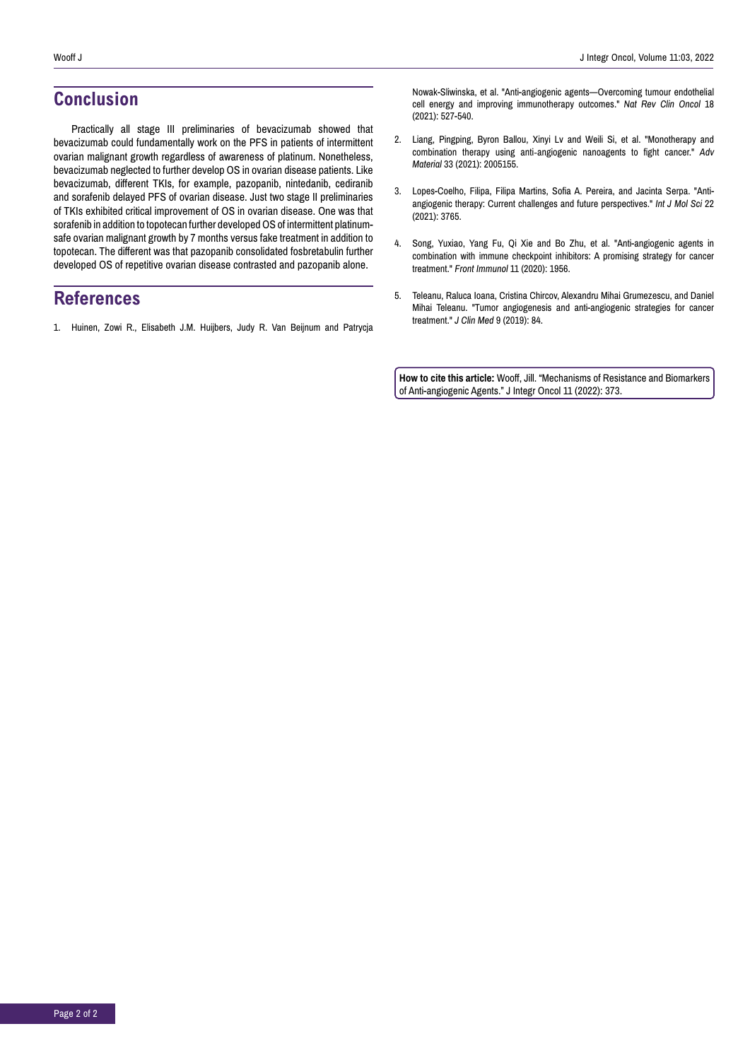## Conclusion

Practically all stage III preliminaries of bevacizumab showed that bevacizumab could fundamentally work on the PFS in patients of intermittent ovarian malignant growth regardless of awareness of platinum. Nonetheless, bevacizumab neglected to further develop OS in ovarian disease patients. Like bevacizumab, different TKIs, for example, pazopanib, nintedanib, cediranib and sorafenib delayed PFS of ovarian disease. Just two stage II preliminaries of TKIs exhibited critical improvement of OS in ovarian disease. One was that sorafenib in addition to topotecan further developed OS of intermittent platinum-safe ovarian malignant growth by 7 months versus fake treatment in addition to topotecan. The different was that pazopanib consolidated fosbretabulin further developed OS of repetitive ovarian disease contrasted and pazopanib alone.

## References

1. Huinen, Zowi R., Elisabeth J.M. Huijbers, Judy R. Van Beijnum and Patrycja Nowak-Sliwinska, et al. "Anti-angiogenic agents—Overcoming tumour endothelial cell energy and improving immunotherapy outcomes." *Nat Rev Clin Oncol* 18 (2021): 527-540.
2. Liang, Pingping, Byron Ballou, Xinyi Lv and Weili Si, et al. "Monotherapy and combination therapy using anti-angiogenic nanoagents to fight cancer." *Adv Material* 33 (2021): 2005155.
3. Lopes-Coelho, Filipa, Filipa Martins, Sofia A. Pereira, and Jacinta Serpa. "Anti-angiogenic therapy: Current challenges and future perspectives." *Int J Mol Sci* 22 (2021): 3765.
4. Song, Yuxiao, Yang Fu, Qi Xie and Bo Zhu, et al. "Anti-angiogenic agents in combination with immune checkpoint inhibitors: A promising strategy for cancer treatment." *Front Immunol* 11 (2020): 1956.
5. Teleanu, Raluca Ioana, Cristina Chircov, Alexandru Mihai Grumezescu, and Daniel Mihai Teleanu. "Tumor angiogenesis and anti-angiogenic strategies for cancer treatment." *J Clin Med* 9 (2019): 84.

**How to cite this article:** Wooff, Jill. "Mechanisms of Resistance and Biomarkers of Anti-angiogenic Agents." J Integr Oncol 11 (2022): 373.